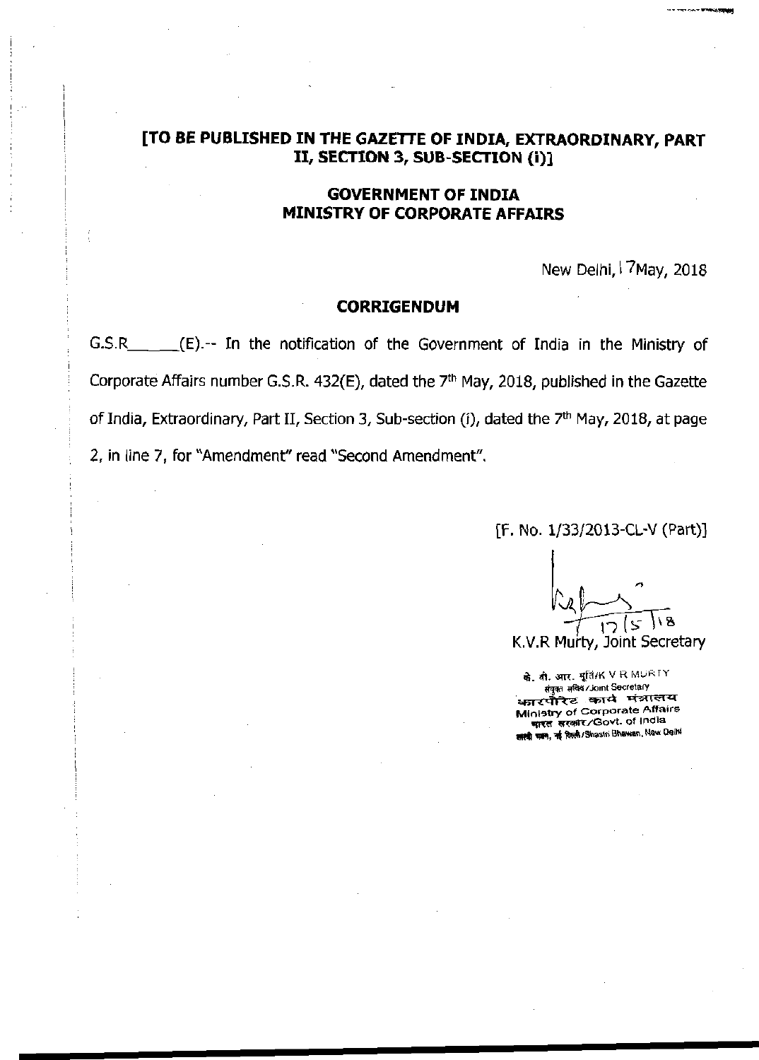**[TO BE PUBLISHED IN THE GAZETTE OF INDIA, EXTRAORDINARY, PART II, SECTION 3, SUB-SECTION (i)]**

**GOVERNMENT OF INDIA**
**MINISTRY OF CORPORATE AFFAIRS**

New Delhi, 17May, 2018

**CORRIGENDUM**

G.S.R______(E).-- In the notification of the Government of India in the Ministry of Corporate Affairs number G.S.R. 432(E), dated the 7th May, 2018, published in the Gazette of India, Extraordinary, Part II, Section 3, Sub-section (i), dated the 7th May, 2018, at page 2, in line 7, for "Amendment" read "Second Amendment".

[F. No. 1/33/2013-CL-V (Part)]

17/5/18

K.V.R Murty, Joint Secretary

के. वी. आर. मूर्ति/K V R MURTY
संयुक्त सचिव/Joint Secretary
कारपोरेट कार्य मंत्रालय
Ministry of Corporate Affairs
भारत सरकार/Govt. of India
शास्त्री भवन, नई दिल्ली/Shastri Bhawan, New Delhi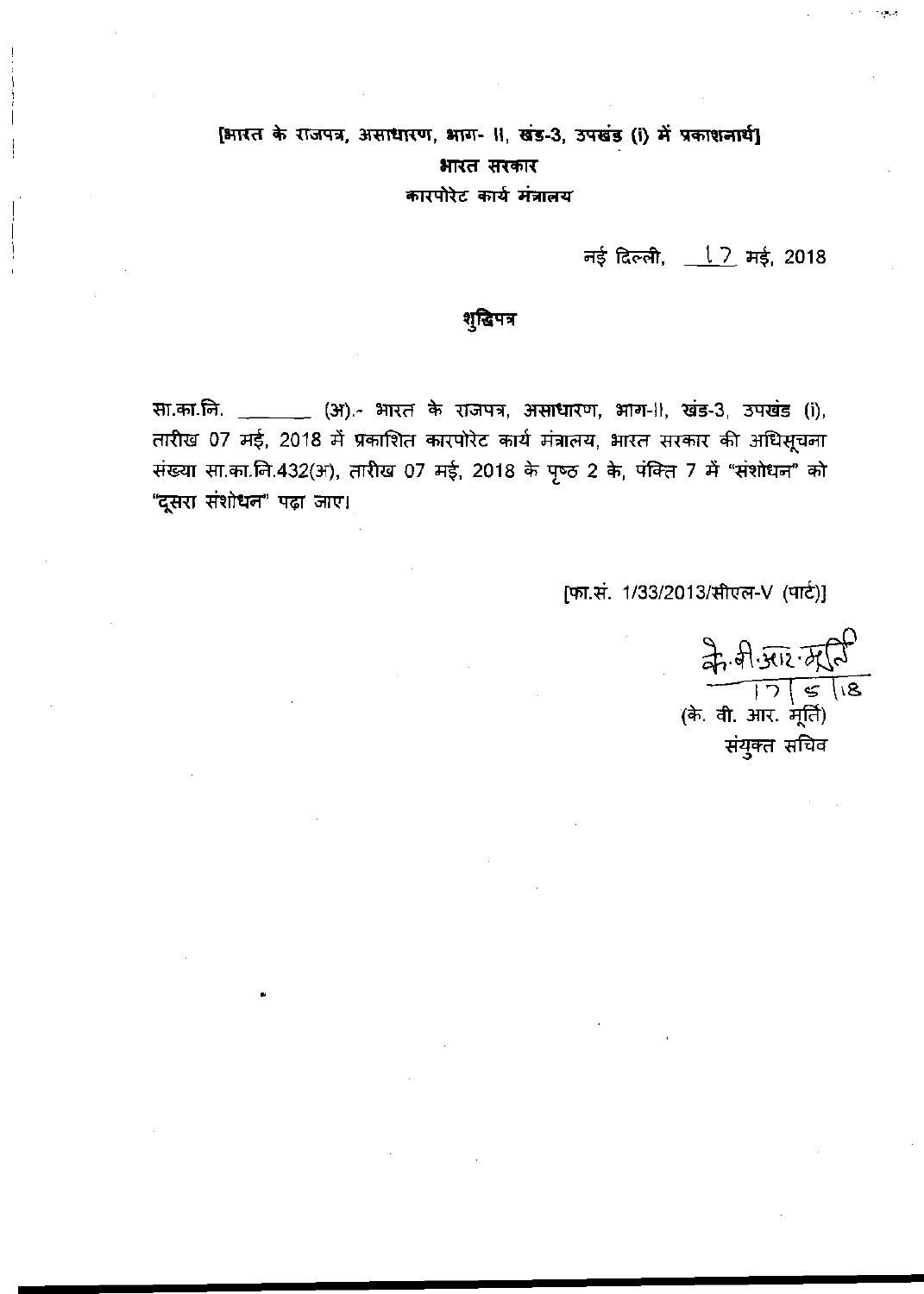[भारत के राजपत्र, असाधारण, भाग- II, खंड-3, उपखंड (i) में प्रकाशनार्थ]

**भारत सरकार**

**कारपोरेट कार्य मंत्रालय**

नई दिल्ली, 17 मई, 2018

## शुद्धिपत्र

सा.का.नि. _______ (अ).- भारत के राजपत्र, असाधारण, भाग-II, खंड-3, उपखंड (i), तारीख 07 मई, 2018 में प्रकाशित कारपोरेट कार्य मंत्रालय, भारत सरकार की अधिसूचना संख्या सा.का.नि.432(अ), तारीख 07 मई, 2018 के पृष्ठ 2 के, पंक्ति 7 में "संशोधन" को "दूसरा संशोधन" पढ़ा जाए।

[फा.सं. 1/33/2013/सीएल-V (पार्ट)]

के.वी.आर.मूर्ति
17/5/18

(के. वी. आर. मूर्ति)
संयुक्त सचिव